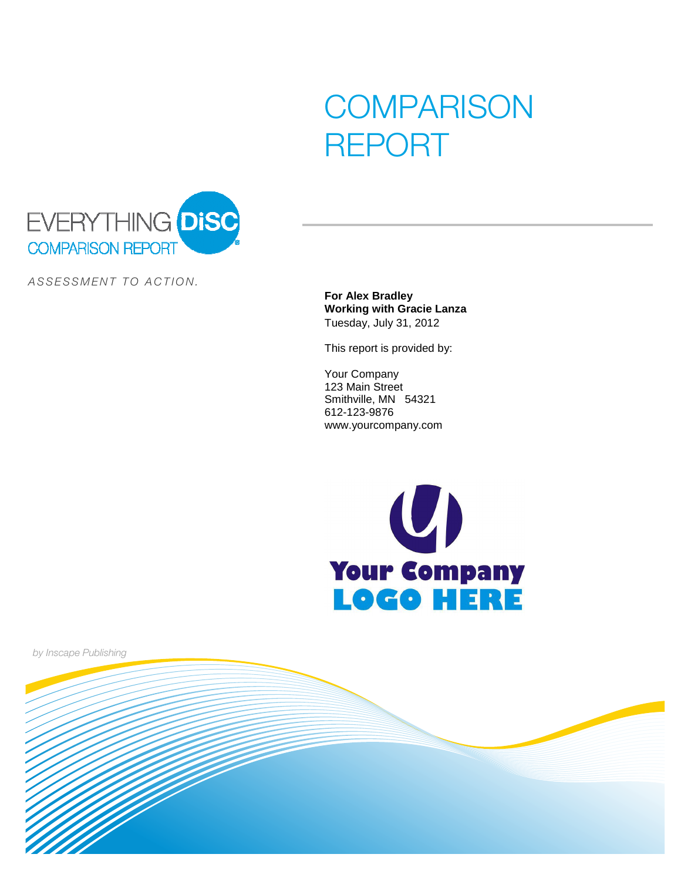# COMPARISON REPORT

EVERYTHING DiSC

COMPARISON REPORT

*ASSESSMENT TO ACTION.*

**For Alex Bradley**
**Working with Gracie Lanza**
Tuesday, July 31, 2012

This report is provided by:

Your Company
123 Main Street
Smithville, MN 54321
612-123-9876
www.yourcompany.com

Your Company
LOGO HERE

*by Inscape Publishing*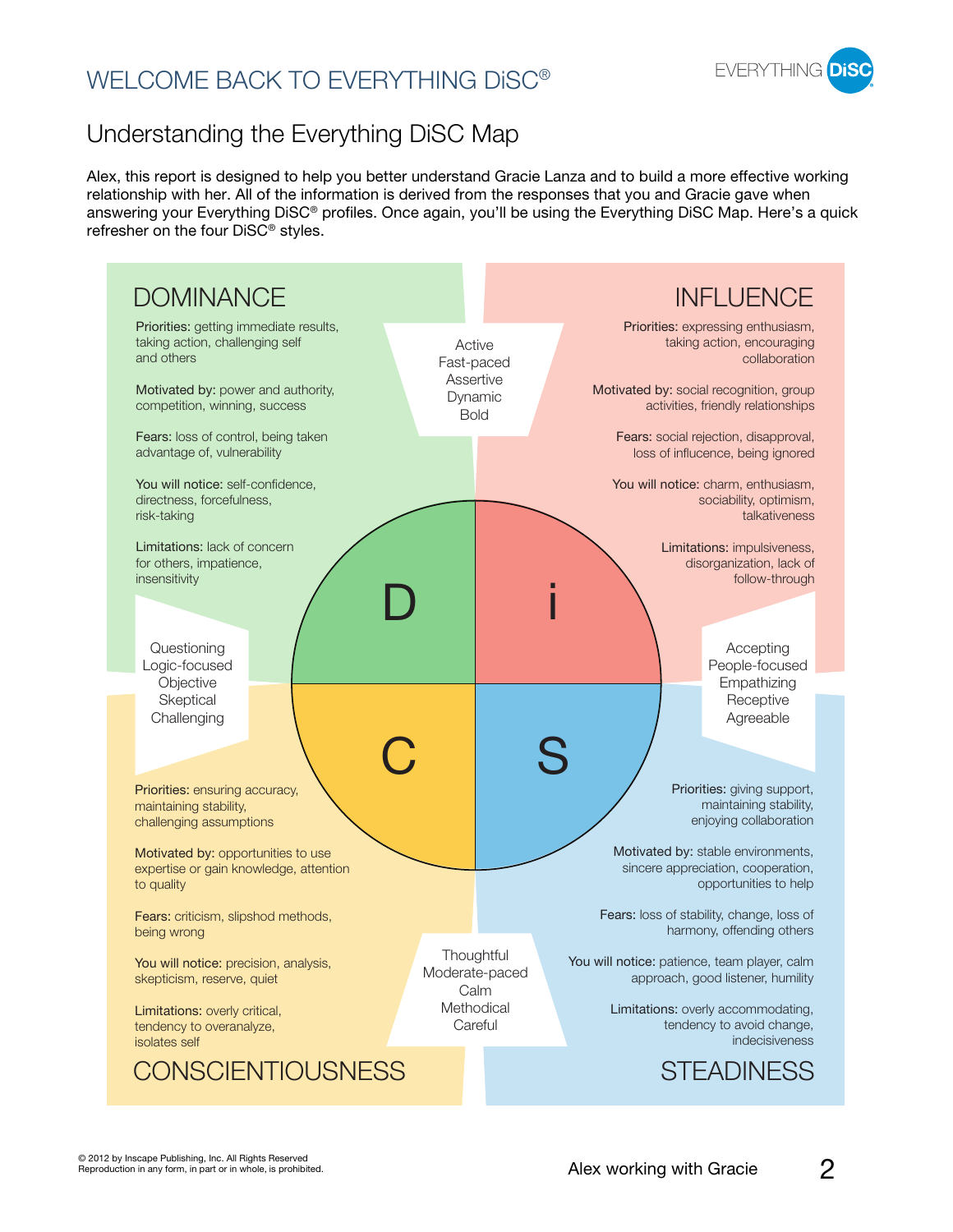# WELCOME BACK TO EVERYTHING DiSC®

## Understanding the Everything DiSC Map

Alex, this report is designed to help you better understand Gracie Lanza and to build a more effective working relationship with her. All of the information is derived from the responses that you and Gracie gave when answering your Everything DiSC® profiles. Once again, you'll be using the Everything DiSC Map. Here's a quick refresher on the four DiSC® styles.

### DOMINANCE

**Priorities:** getting immediate results, taking action, challenging self and others

**Motivated by:** power and authority, competition, winning, success

**Fears:** loss of control, being taken advantage of, vulnerability

**You will notice:** self-confidence, directness, forcefulness, risk-taking

**Limitations:** lack of concern for others, impatience, insensitivity

Active
Fast-paced
Assertive
Dynamic
Bold

### INFLUENCE

**Priorities:** expressing enthusiasm, taking action, encouraging collaboration

**Motivated by:** social recognition, group activities, friendly relationships

**Fears:** social rejection, disapproval, loss of influence, being ignored

**You will notice:** charm, enthusiasm, sociability, optimism, talkativeness

**Limitations:** impulsiveness, disorganization, lack of follow-through

Questioning
Logic-focused
Objective
Skeptical
Challenging

D | i
C | S

Accepting
People-focused
Empathizing
Receptive
Agreeable

### CONSCIENTIOUSNESS

**Priorities:** ensuring accuracy, maintaining stability, challenging assumptions

**Motivated by:** opportunities to use expertise or gain knowledge, attention to quality

**Fears:** criticism, slipshod methods, being wrong

**You will notice:** precision, analysis, skepticism, reserve, quiet

**Limitations:** overly critical, tendency to overanalyze, isolates self

Thoughtful
Moderate-paced
Calm
Methodical
Careful

### STEADINESS

**Priorities:** giving support, maintaining stability, enjoying collaboration

**Motivated by:** stable environments, sincere appreciation, cooperation, opportunities to help

**Fears:** loss of stability, change, loss of harmony, offending others

**You will notice:** patience, team player, calm approach, good listener, humility

**Limitations:** overly accommodating, tendency to avoid change, indecisiveness

© 2012 by Inscape Publishing, Inc. All Rights Reserved
Reproduction in any form, in part or in whole, is prohibited.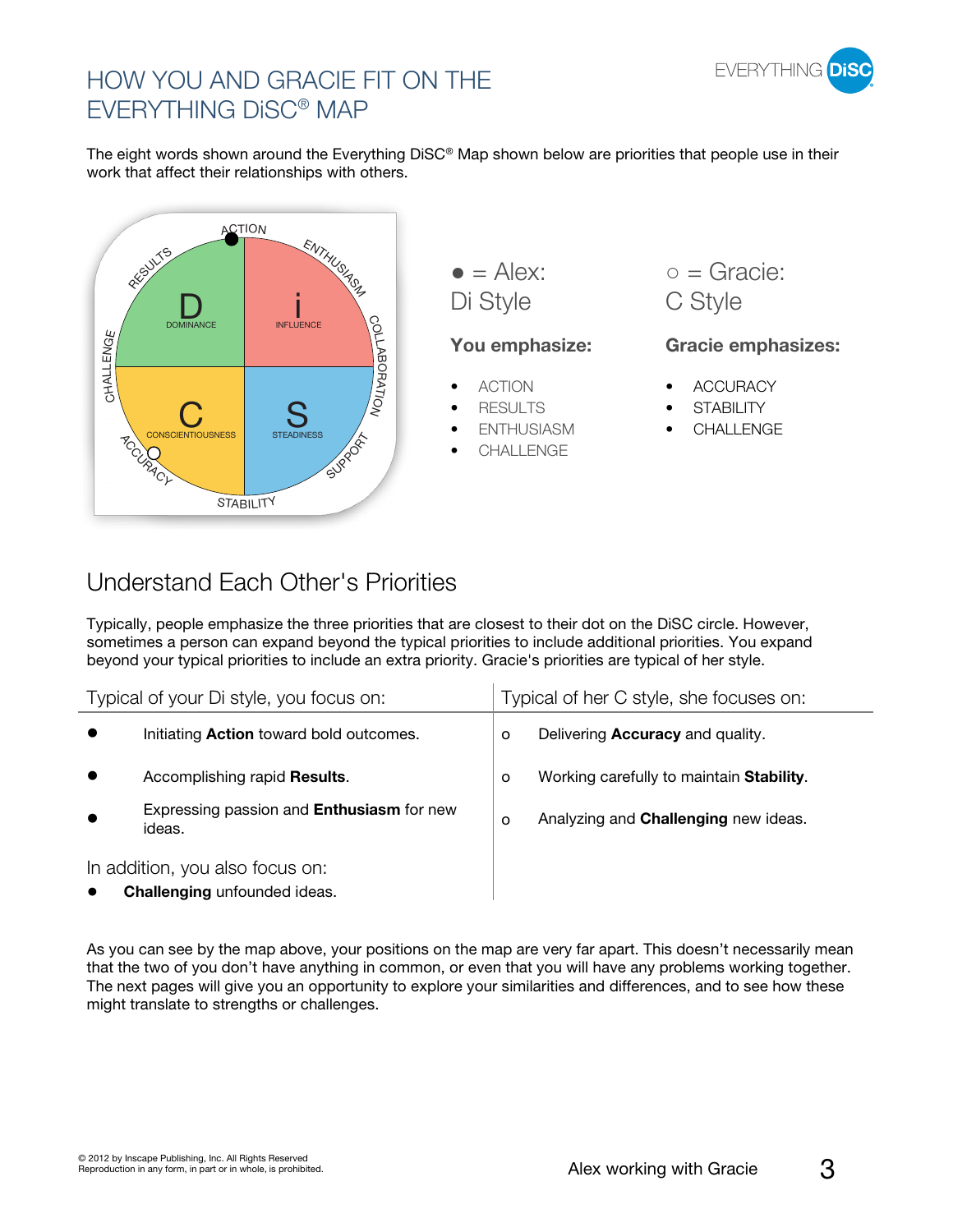# HOW YOU AND GRACIE FIT ON THE EVERYTHING DiSC® MAP

The eight words shown around the Everything DiSC® Map shown below are priorities that people use in their work that affect their relationships with others.

● = Alex: Di Style

**You emphasize:**

- ACTION
- RESULTS
- ENTHUSIASM
- CHALLENGE

○ = Gracie: C Style

**Gracie emphasizes:**

- ACCURACY
- STABILITY
- CHALLENGE

## Understand Each Other's Priorities

Typically, people emphasize the three priorities that are closest to their dot on the DiSC circle. However, sometimes a person can expand beyond the typical priorities to include additional priorities. You expand beyond your typical priorities to include an extra priority. Gracie's priorities are typical of her style.

| Typical of your Di style, you focus on: | Typical of her C style, she focuses on: |
|---|---|
| ● Initiating **Action** toward bold outcomes. | o Delivering **Accuracy** and quality. |
| ● Accomplishing rapid **Results**. | o Working carefully to maintain **Stability**. |
| ● Expressing passion and **Enthusiasm** for new ideas. | o Analyzing and **Challenging** new ideas. |
| In addition, you also focus on: ● **Challenging** unfounded ideas. | |

As you can see by the map above, your positions on the map are very far apart. This doesn't necessarily mean that the two of you don't have anything in common, or even that you will have any problems working together. The next pages will give you an opportunity to explore your similarities and differences, and to see how these might translate to strengths or challenges.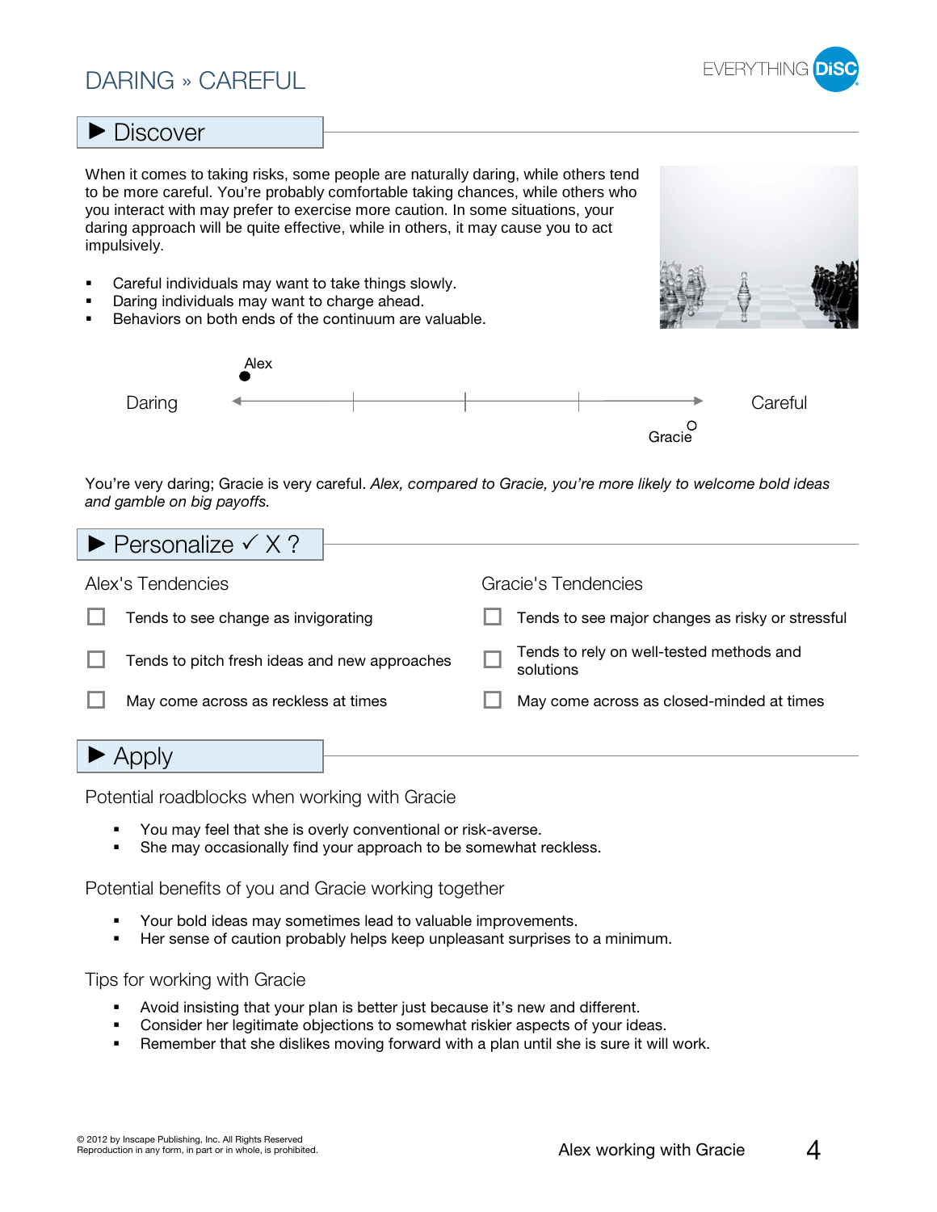# DARING » CAREFUL

## ▶ Discover

When it comes to taking risks, some people are naturally daring, while others tend to be more careful. You're probably comfortable taking chances, while others who you interact with may prefer to exercise more caution. In some situations, your daring approach will be quite effective, while in others, it may cause you to act impulsively.

- Careful individuals may want to take things slowly.
- Daring individuals may want to charge ahead.
- Behaviors on both ends of the continuum are valuable.

Daring ◄── Alex ● ──────────────── ○ Gracie ──► Careful

You're very daring; Gracie is very careful. *Alex, compared to Gracie, you're more likely to welcome bold ideas and gamble on big payoffs.*

## ▶ Personalize ✓ X ?

### Alex's Tendencies

- ☐ Tends to see change as invigorating
- ☐ Tends to pitch fresh ideas and new approaches
- ☐ May come across as reckless at times

### Gracie's Tendencies

- ☐ Tends to see major changes as risky or stressful
- ☐ Tends to rely on well-tested methods and solutions
- ☐ May come across as closed-minded at times

## ▶ Apply

### Potential roadblocks when working with Gracie

- You may feel that she is overly conventional or risk-averse.
- She may occasionally find your approach to be somewhat reckless.

### Potential benefits of you and Gracie working together

- Your bold ideas may sometimes lead to valuable improvements.
- Her sense of caution probably helps keep unpleasant surprises to a minimum.

### Tips for working with Gracie

- Avoid insisting that your plan is better just because it's new and different.
- Consider her legitimate objections to somewhat riskier aspects of your ideas.
- Remember that she dislikes moving forward with a plan until she is sure it will work.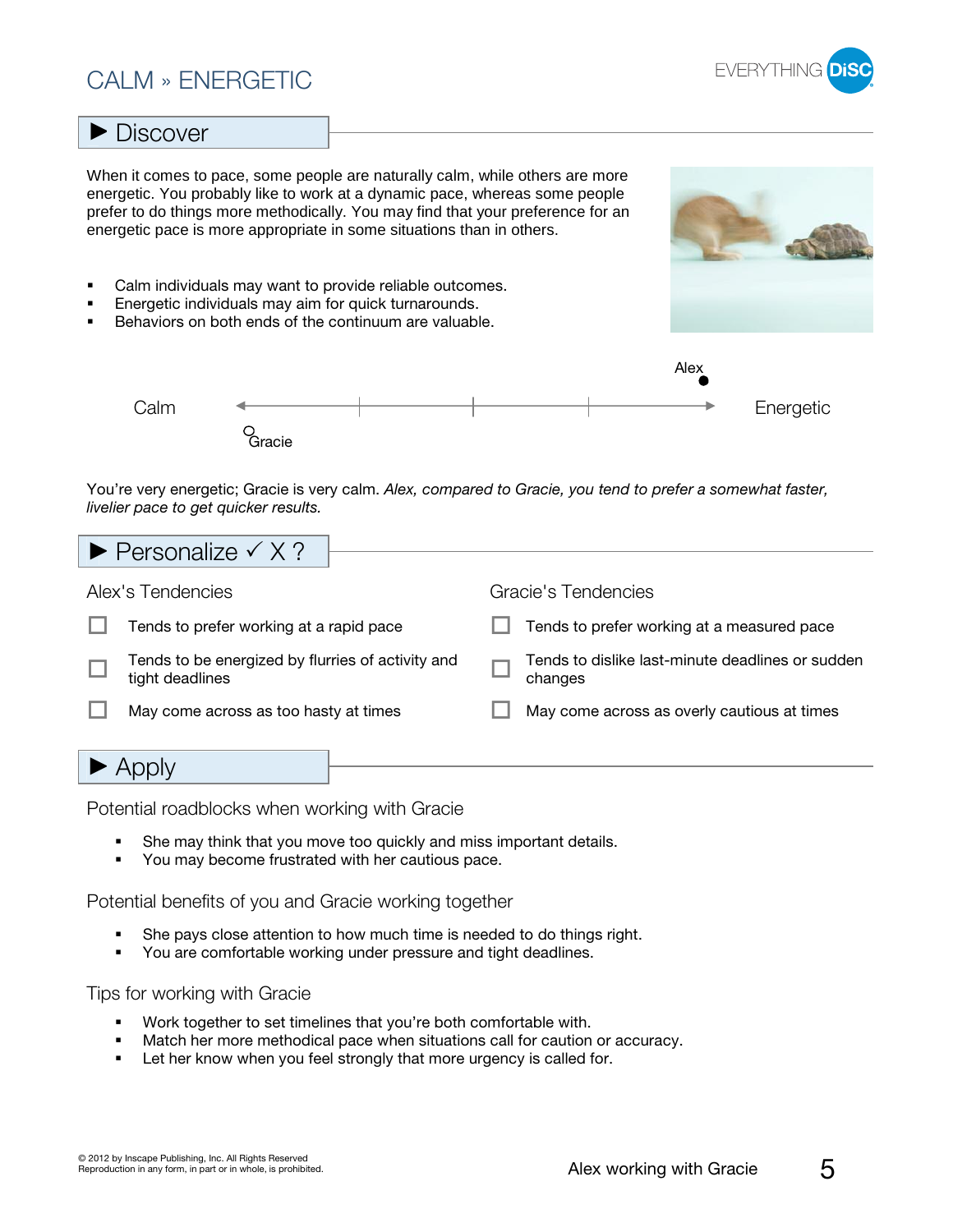# CALM » ENERGETIC

## ▶ Discover

When it comes to pace, some people are naturally calm, while others are more energetic. You probably like to work at a dynamic pace, whereas some people prefer to do things more methodically. You may find that your preference for an energetic pace is more appropriate in some situations than in others.

- Calm individuals may want to provide reliable outcomes.
- Energetic individuals may aim for quick turnarounds.
- Behaviors on both ends of the continuum are valuable.

Calm ◄——|——|——|——► Energetic

Gracie (very calm) — Alex (very energetic)

You're very energetic; Gracie is very calm. *Alex, compared to Gracie, you tend to prefer a somewhat faster, livelier pace to get quicker results.*

## ▶ Personalize ✓ X ?

### Alex's Tendencies

- ☐ Tends to prefer working at a rapid pace
- ☐ Tends to be energized by flurries of activity and tight deadlines
- ☐ May come across as too hasty at times

### Gracie's Tendencies

- ☐ Tends to prefer working at a measured pace
- ☐ Tends to dislike last-minute deadlines or sudden changes
- ☐ May come across as overly cautious at times

## ▶ Apply

### Potential roadblocks when working with Gracie

- She may think that you move too quickly and miss important details.
- You may become frustrated with her cautious pace.

### Potential benefits of you and Gracie working together

- She pays close attention to how much time is needed to do things right.
- You are comfortable working under pressure and tight deadlines.

### Tips for working with Gracie

- Work together to set timelines that you're both comfortable with.
- Match her more methodical pace when situations call for caution or accuracy.
- Let her know when you feel strongly that more urgency is called for.

© 2012 by Inscape Publishing, Inc. All Rights Reserved
Reproduction in any form, in part or in whole, is prohibited.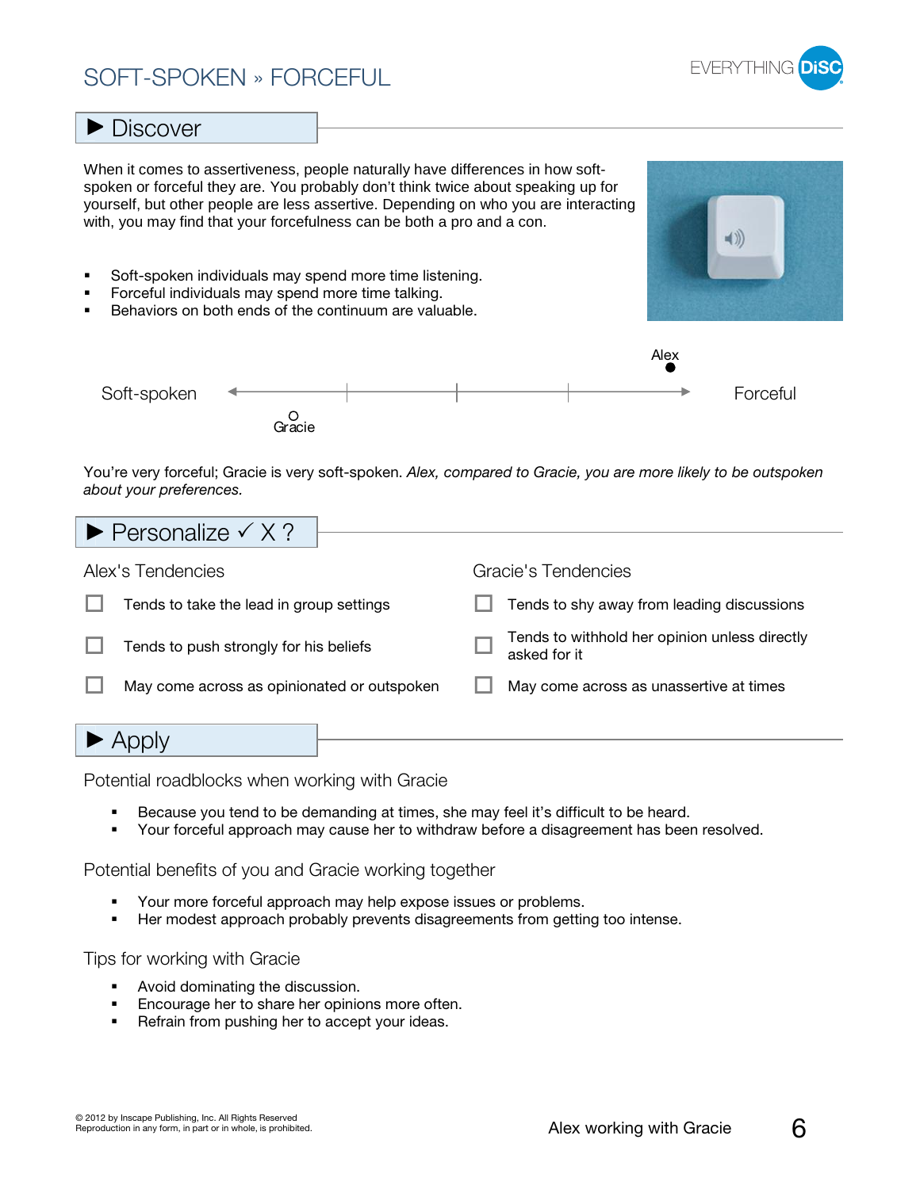# SOFT-SPOKEN » FORCEFUL

## ▶ Discover

When it comes to assertiveness, people naturally have differences in how soft-spoken or forceful they are. You probably don't think twice about speaking up for yourself, but other people are less assertive. Depending on who you are interacting with, you may find that your forcefulness can be both a pro and a con.

- Soft-spoken individuals may spend more time listening.
- Forceful individuals may spend more time talking.
- Behaviors on both ends of the continuum are valuable.

Soft-spoken ← Gracie — — — Alex → Forceful

You're very forceful; Gracie is very soft-spoken. *Alex, compared to Gracie, you are more likely to be outspoken about your preferences.*

## ▶ Personalize ✓ X ?

### Alex's Tendencies

- ☐ Tends to take the lead in group settings
- ☐ Tends to push strongly for his beliefs
- ☐ May come across as opinionated or outspoken

### Gracie's Tendencies

- ☐ Tends to shy away from leading discussions
- ☐ Tends to withhold her opinion unless directly asked for it
- ☐ May come across as unassertive at times

## ▶ Apply

### Potential roadblocks when working with Gracie

- Because you tend to be demanding at times, she may feel it's difficult to be heard.
- Your forceful approach may cause her to withdraw before a disagreement has been resolved.

### Potential benefits of you and Gracie working together

- Your more forceful approach may help expose issues or problems.
- Her modest approach probably prevents disagreements from getting too intense.

### Tips for working with Gracie

- Avoid dominating the discussion.
- Encourage her to share her opinions more often.
- Refrain from pushing her to accept your ideas.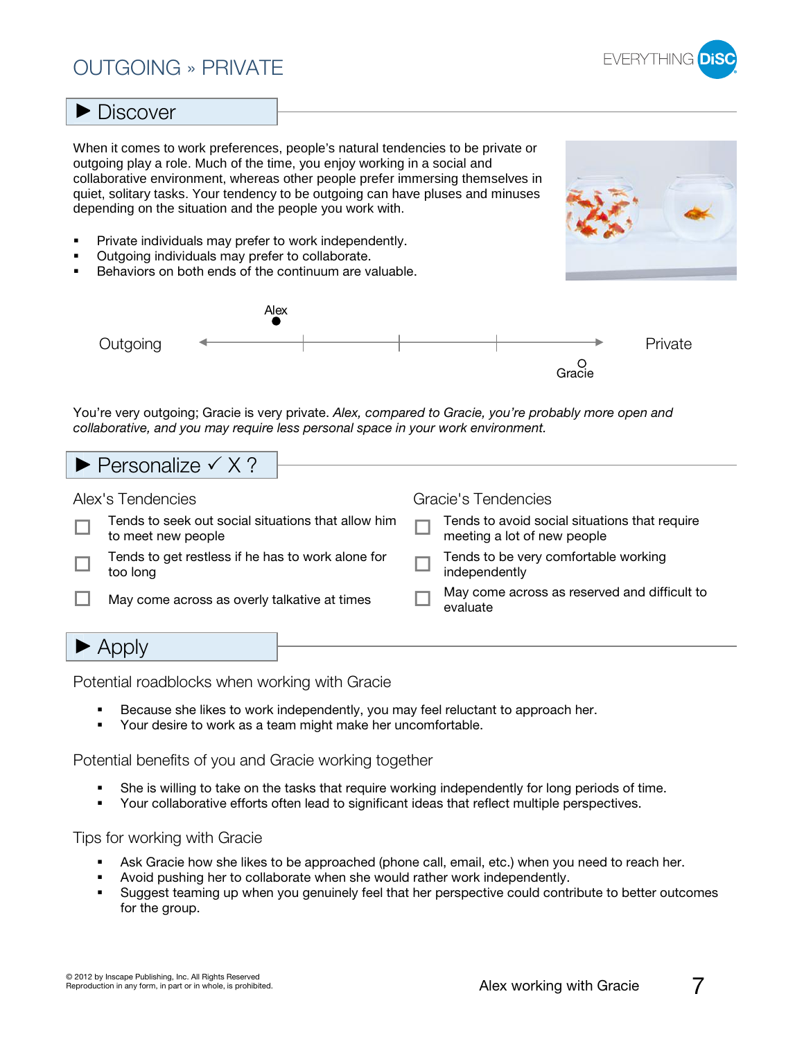# OUTGOING » PRIVATE

## ▶ Discover

When it comes to work preferences, people's natural tendencies to be private or outgoing play a role. Much of the time, you enjoy working in a social and collaborative environment, whereas other people prefer immersing themselves in quiet, solitary tasks. Your tendency to be outgoing can have pluses and minuses depending on the situation and the people you work with.

- Private individuals may prefer to work independently.
- Outgoing individuals may prefer to collaborate.
- Behaviors on both ends of the continuum are valuable.

Outgoing ← Alex ● — — — — ○ Gracie → Private

You're very outgoing; Gracie is very private. *Alex, compared to Gracie, you're probably more open and collaborative, and you may require less personal space in your work environment.*

## ▶ Personalize ✓ X ?

### Alex's Tendencies

- ☐ Tends to seek out social situations that allow him to meet new people
- ☐ Tends to get restless if he has to work alone for too long
- ☐ May come across as overly talkative at times

### Gracie's Tendencies

- ☐ Tends to avoid social situations that require meeting a lot of new people
- ☐ Tends to be very comfortable working independently
- ☐ May come across as reserved and difficult to evaluate

## ▶ Apply

### Potential roadblocks when working with Gracie

- Because she likes to work independently, you may feel reluctant to approach her.
- Your desire to work as a team might make her uncomfortable.

### Potential benefits of you and Gracie working together

- She is willing to take on the tasks that require working independently for long periods of time.
- Your collaborative efforts often lead to significant ideas that reflect multiple perspectives.

### Tips for working with Gracie

- Ask Gracie how she likes to be approached (phone call, email, etc.) when you need to reach her.
- Avoid pushing her to collaborate when she would rather work independently.
- Suggest teaming up when you genuinely feel that her perspective could contribute to better outcomes for the group.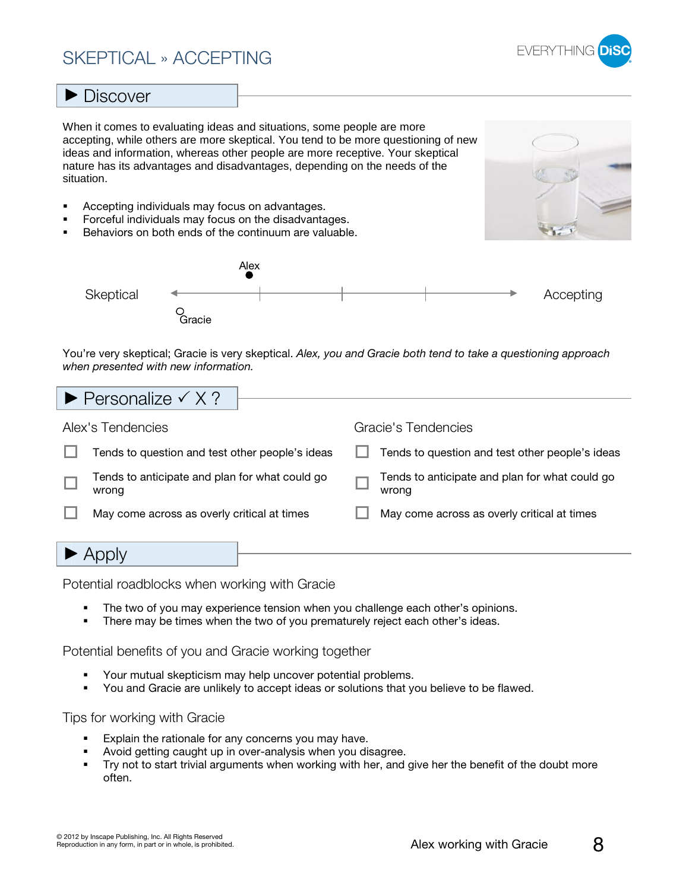# SKEPTICAL » ACCEPTING

## ▶ Discover

When it comes to evaluating ideas and situations, some people are more accepting, while others are more skeptical. You tend to be more questioning of new ideas and information, whereas other people are more receptive. Your skeptical nature has its advantages and disadvantages, depending on the needs of the situation.

- Accepting individuals may focus on advantages.
- Forceful individuals may focus on the disadvantages.
- Behaviors on both ends of the continuum are valuable.

Alex

Skeptical ←——————————————→ Accepting

Gracie

You're very skeptical; Gracie is very skeptical. *Alex, you and Gracie both tend to take a questioning approach when presented with new information.*

## ▶ Personalize ✓ X ?

### Alex's Tendencies

- ☐ Tends to question and test other people's ideas
- ☐ Tends to anticipate and plan for what could go wrong
- ☐ May come across as overly critical at times

### Gracie's Tendencies

- ☐ Tends to question and test other people's ideas
- ☐ Tends to anticipate and plan for what could go wrong
- ☐ May come across as overly critical at times

## ▶ Apply

### Potential roadblocks when working with Gracie

- The two of you may experience tension when you challenge each other's opinions.
- There may be times when the two of you prematurely reject each other's ideas.

### Potential benefits of you and Gracie working together

- Your mutual skepticism may help uncover potential problems.
- You and Gracie are unlikely to accept ideas or solutions that you believe to be flawed.

### Tips for working with Gracie

- Explain the rationale for any concerns you may have.
- Avoid getting caught up in over-analysis when you disagree.
- Try not to start trivial arguments when working with her, and give her the benefit of the doubt more often.

© 2012 by Inscape Publishing, Inc. All Rights Reserved
Reproduction in any form, in part or in whole, is prohibited.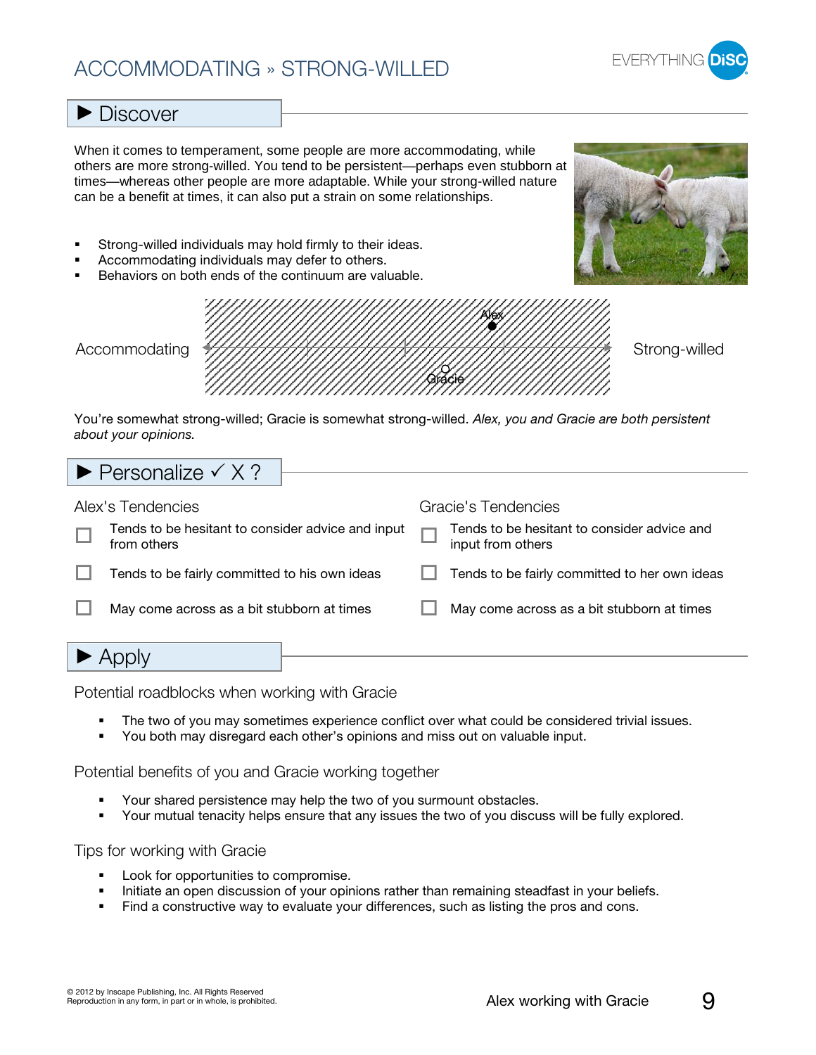# ACCOMMODATING » STRONG-WILLED

## ▶ Discover

When it comes to temperament, some people are more accommodating, while others are more strong-willed. You tend to be persistent—perhaps even stubborn at times—whereas other people are more adaptable. While your strong-willed nature can be a benefit at times, it can also put a strain on some relationships.

- Strong-willed individuals may hold firmly to their ideas.
- Accommodating individuals may defer to others.
- Behaviors on both ends of the continuum are valuable.

Accommodating ◄——— Alex ● / Gracie ○ ———► Strong-willed

You're somewhat strong-willed; Gracie is somewhat strong-willed. *Alex, you and Gracie are both persistent about your opinions.*

## ▶ Personalize ✓ X ?

**Alex's Tendencies**

- ☐ Tends to be hesitant to consider advice and input from others
- ☐ Tends to be fairly committed to his own ideas
- ☐ May come across as a bit stubborn at times

**Gracie's Tendencies**

- ☐ Tends to be hesitant to consider advice and input from others
- ☐ Tends to be fairly committed to her own ideas
- ☐ May come across as a bit stubborn at times

## ▶ Apply

### Potential roadblocks when working with Gracie

- The two of you may sometimes experience conflict over what could be considered trivial issues.
- You both may disregard each other's opinions and miss out on valuable input.

### Potential benefits of you and Gracie working together

- Your shared persistence may help the two of you surmount obstacles.
- Your mutual tenacity helps ensure that any issues the two of you discuss will be fully explored.

### Tips for working with Gracie

- Look for opportunities to compromise.
- Initiate an open discussion of your opinions rather than remaining steadfast in your beliefs.
- Find a constructive way to evaluate your differences, such as listing the pros and cons.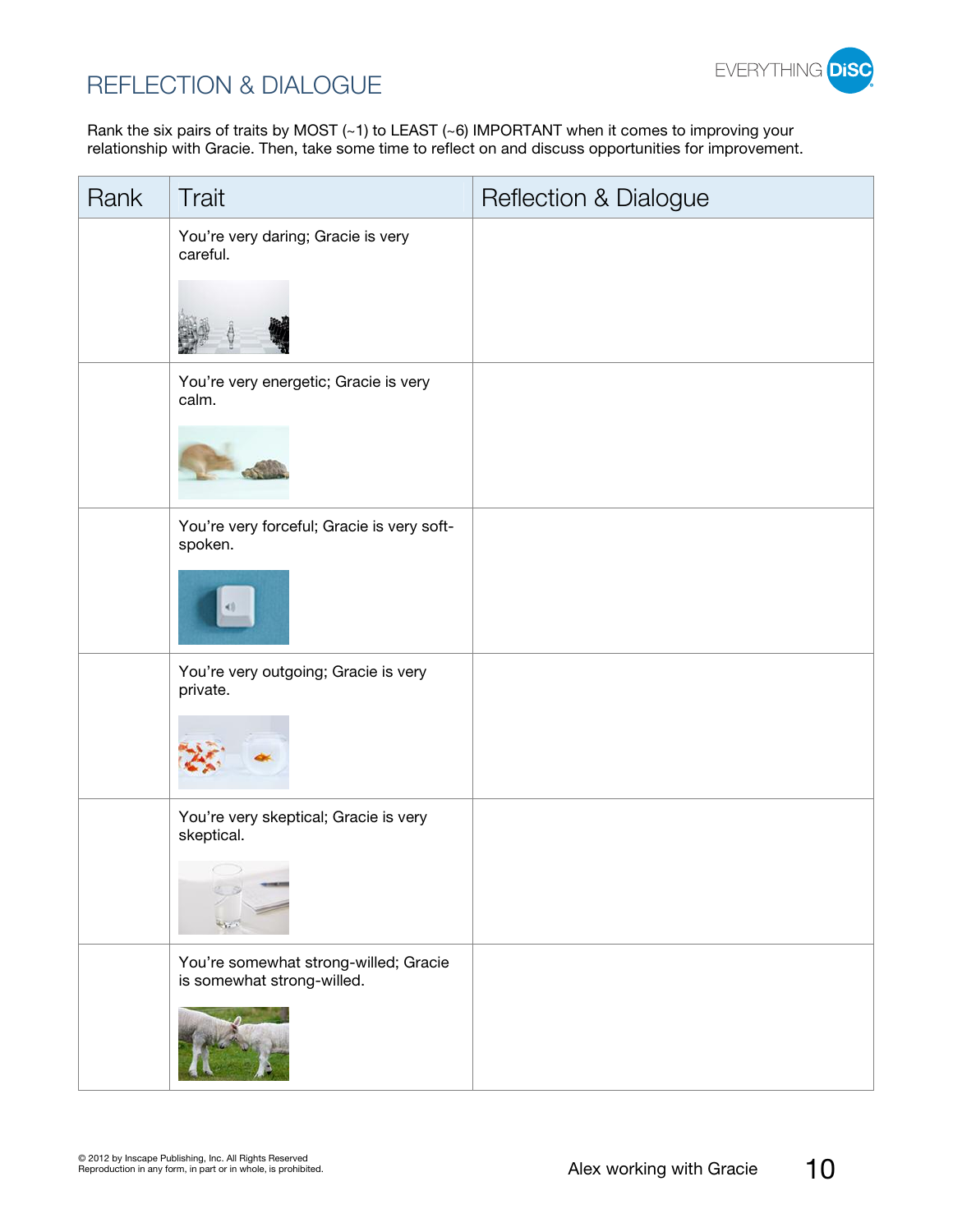# REFLECTION & DIALOGUE

Rank the six pairs of traits by MOST (~1) to LEAST (~6) IMPORTANT when it comes to improving your relationship with Gracie. Then, take some time to reflect on and discuss opportunities for improvement.

| Rank | Trait | Reflection & Dialogue |
| --- | --- | --- |
| | You're very daring; Gracie is very careful. | |
| | You're very energetic; Gracie is very calm. | |
| | You're very forceful; Gracie is very soft-spoken. | |
| | You're very outgoing; Gracie is very private. | |
| | You're very skeptical; Gracie is very skeptical. | |
| | You're somewhat strong-willed; Gracie is somewhat strong-willed. | |

© 2012 by Inscape Publishing, Inc. All Rights Reserved
Reproduction in any form, in part or in whole, is prohibited.